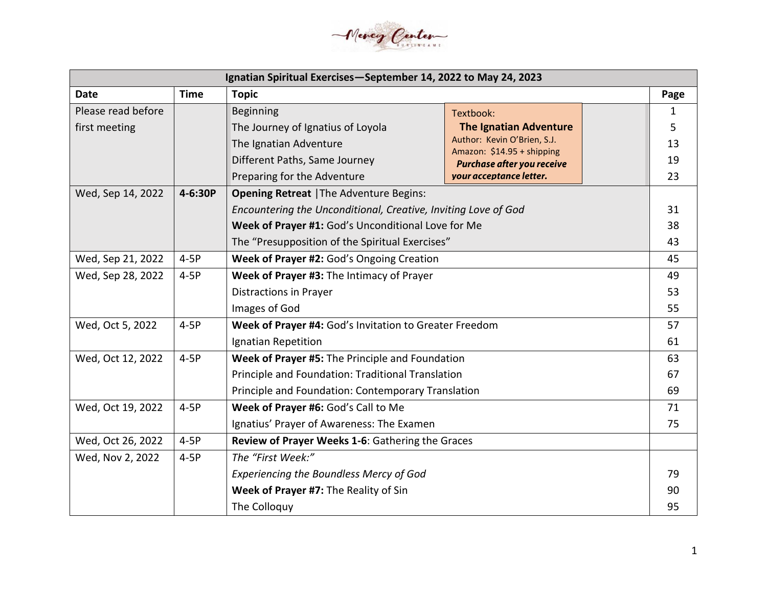Mercy Center Burlingame

| Ignatian Spiritual Exercises—September 14, 2022 to May 24, 2023 | | | |
|---|---|---|---|
| **Date** | **Time** | **Topic** | **Page** |
| Please read before first meeting | | Beginning | 1 |
| | | The Journey of Ignatius of Loyola | 5 |
| | | The Ignatian Adventure | 13 |
| | | Different Paths, Same Journey | 19 |
| | | Preparing for the Adventure | 23 |
| Wed, Sep 14, 2022 | **4-6:30P** | **Opening Retreat** \|The Adventure Begins: | |
| | | *Encountering the Unconditional, Creative, Inviting Love of God* | 31 |
| | | **Week of Prayer #1:** God's Unconditional Love for Me | 38 |
| | | The "Presupposition of the Spiritual Exercises" | 43 |
| Wed, Sep 21, 2022 | 4-5P | **Week of Prayer #2:** God's Ongoing Creation | 45 |
| Wed, Sep 28, 2022 | 4-5P | **Week of Prayer #3:** The Intimacy of Prayer | 49 |
| | | Distractions in Prayer | 53 |
| | | Images of God | 55 |
| Wed, Oct 5, 2022 | 4-5P | **Week of Prayer #4:** God's Invitation to Greater Freedom | 57 |
| | | Ignatian Repetition | 61 |
| Wed, Oct 12, 2022 | 4-5P | **Week of Prayer #5:** The Principle and Foundation | 63 |
| | | Principle and Foundation: Traditional Translation | 67 |
| | | Principle and Foundation: Contemporary Translation | 69 |
| Wed, Oct 19, 2022 | 4-5P | **Week of Prayer #6:** God's Call to Me | 71 |
| | | Ignatius' Prayer of Awareness: The Examen | 75 |
| Wed, Oct 26, 2022 | 4-5P | **Review of Prayer Weeks 1-6**: Gathering the Graces | |
| Wed, Nov 2, 2022 | 4-5P | *The "First Week:"* | |
| | | *Experiencing the Boundless Mercy of God* | 79 |
| | | **Week of Prayer #7:** The Reality of Sin | 90 |
| | | The Colloquy | 95 |

Textbook:
**The Ignatian Adventure**
Author: Kevin O'Brien, S.J.
Amazon: $14.95 + shipping
***Purchase after you receive your acceptance letter.***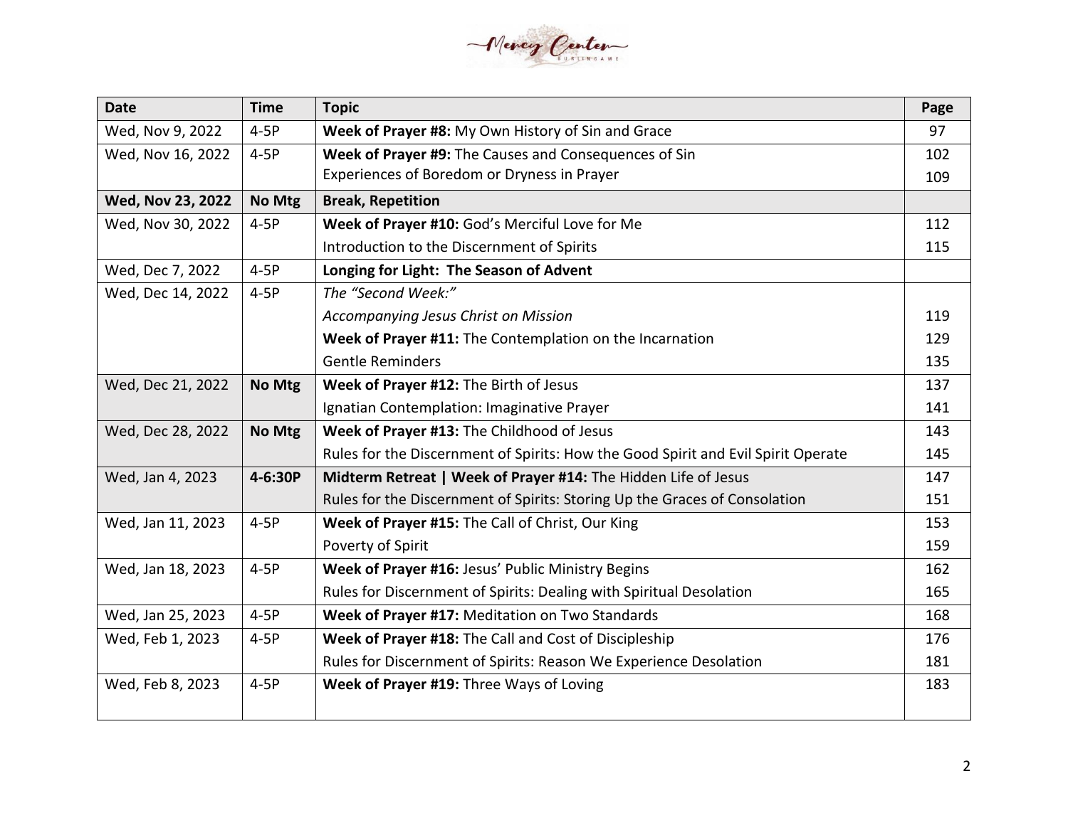| Date | Time | Topic | Page |
|---|---|---|---|
| Wed, Nov 9, 2022 | 4-5P | **Week of Prayer #8:** My Own History of Sin and Grace | 97 |
| Wed, Nov 16, 2022 | 4-5P | **Week of Prayer #9:** The Causes and Consequences of Sin | 102 |
| | | Experiences of Boredom or Dryness in Prayer | 109 |
| **Wed, Nov 23, 2022** | **No Mtg** | **Break, Repetition** | |
| Wed, Nov 30, 2022 | 4-5P | **Week of Prayer #10:** God's Merciful Love for Me | 112 |
| | | Introduction to the Discernment of Spirits | 115 |
| Wed, Dec 7, 2022 | 4-5P | **Longing for Light: The Season of Advent** | |
| Wed, Dec 14, 2022 | 4-5P | *The "Second Week:"* | |
| | | *Accompanying Jesus Christ on Mission* | 119 |
| | | **Week of Prayer #11:** The Contemplation on the Incarnation | 129 |
| | | Gentle Reminders | 135 |
| Wed, Dec 21, 2022 | **No Mtg** | **Week of Prayer #12:** The Birth of Jesus | 137 |
| | | Ignatian Contemplation: Imaginative Prayer | 141 |
| Wed, Dec 28, 2022 | **No Mtg** | **Week of Prayer #13:** The Childhood of Jesus | 143 |
| | | Rules for the Discernment of Spirits: How the Good Spirit and Evil Spirit Operate | 145 |
| Wed, Jan 4, 2023 | **4-6:30P** | **Midterm Retreat \| Week of Prayer #14:** The Hidden Life of Jesus | 147 |
| | | Rules for the Discernment of Spirits: Storing Up the Graces of Consolation | 151 |
| Wed, Jan 11, 2023 | 4-5P | **Week of Prayer #15:** The Call of Christ, Our King | 153 |
| | | Poverty of Spirit | 159 |
| Wed, Jan 18, 2023 | 4-5P | **Week of Prayer #16:** Jesus' Public Ministry Begins | 162 |
| | | Rules for Discernment of Spirits: Dealing with Spiritual Desolation | 165 |
| Wed, Jan 25, 2023 | 4-5P | **Week of Prayer #17:** Meditation on Two Standards | 168 |
| Wed, Feb 1, 2023 | 4-5P | **Week of Prayer #18:** The Call and Cost of Discipleship | 176 |
| | | Rules for Discernment of Spirits: Reason We Experience Desolation | 181 |
| Wed, Feb 8, 2023 | 4-5P | **Week of Prayer #19:** Three Ways of Loving | 183 |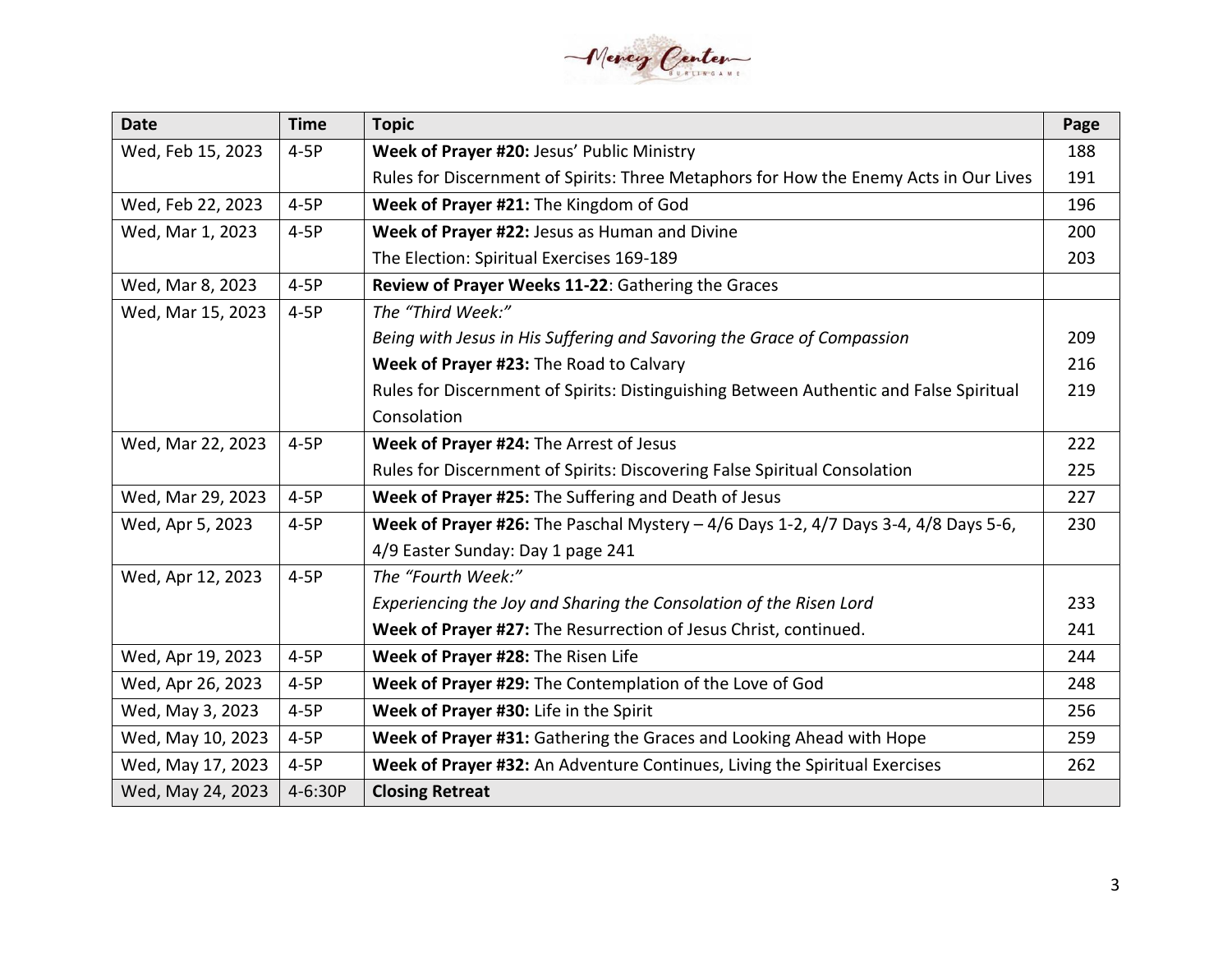| Date | Time | Topic | Page |
|---|---|---|---|
| Wed, Feb 15, 2023 | 4-5P | **Week of Prayer #20:** Jesus' Public Ministry | 188 |
| | | Rules for Discernment of Spirits: Three Metaphors for How the Enemy Acts in Our Lives | 191 |
| Wed, Feb 22, 2023 | 4-5P | **Week of Prayer #21:** The Kingdom of God | 196 |
| Wed, Mar 1, 2023 | 4-5P | **Week of Prayer #22:** Jesus as Human and Divine | 200 |
| | | The Election: Spiritual Exercises 169-189 | 203 |
| Wed, Mar 8, 2023 | 4-5P | **Review of Prayer Weeks 11-22**: Gathering the Graces | |
| Wed, Mar 15, 2023 | 4-5P | *The "Third Week:"* | |
| | | *Being with Jesus in His Suffering and Savoring the Grace of Compassion* | 209 |
| | | **Week of Prayer #23:** The Road to Calvary | 216 |
| | | Rules for Discernment of Spirits: Distinguishing Between Authentic and False Spiritual Consolation | 219 |
| Wed, Mar 22, 2023 | 4-5P | **Week of Prayer #24:** The Arrest of Jesus | 222 |
| | | Rules for Discernment of Spirits: Discovering False Spiritual Consolation | 225 |
| Wed, Mar 29, 2023 | 4-5P | **Week of Prayer #25:** The Suffering and Death of Jesus | 227 |
| Wed, Apr 5, 2023 | 4-5P | **Week of Prayer #26:** The Paschal Mystery – 4/6 Days 1-2, 4/7 Days 3-4, 4/8 Days 5-6, 4/9 Easter Sunday: Day 1 page 241 | 230 |
| Wed, Apr 12, 2023 | 4-5P | *The "Fourth Week:"* | |
| | | *Experiencing the Joy and Sharing the Consolation of the Risen Lord* | 233 |
| | | **Week of Prayer #27:** The Resurrection of Jesus Christ, continued. | 241 |
| Wed, Apr 19, 2023 | 4-5P | **Week of Prayer #28:** The Risen Life | 244 |
| Wed, Apr 26, 2023 | 4-5P | **Week of Prayer #29:** The Contemplation of the Love of God | 248 |
| Wed, May 3, 2023 | 4-5P | **Week of Prayer #30:** Life in the Spirit | 256 |
| Wed, May 10, 2023 | 4-5P | **Week of Prayer #31:** Gathering the Graces and Looking Ahead with Hope | 259 |
| Wed, May 17, 2023 | 4-5P | **Week of Prayer #32:** An Adventure Continues, Living the Spiritual Exercises | 262 |
| Wed, May 24, 2023 | 4-6:30P | **Closing Retreat** | |